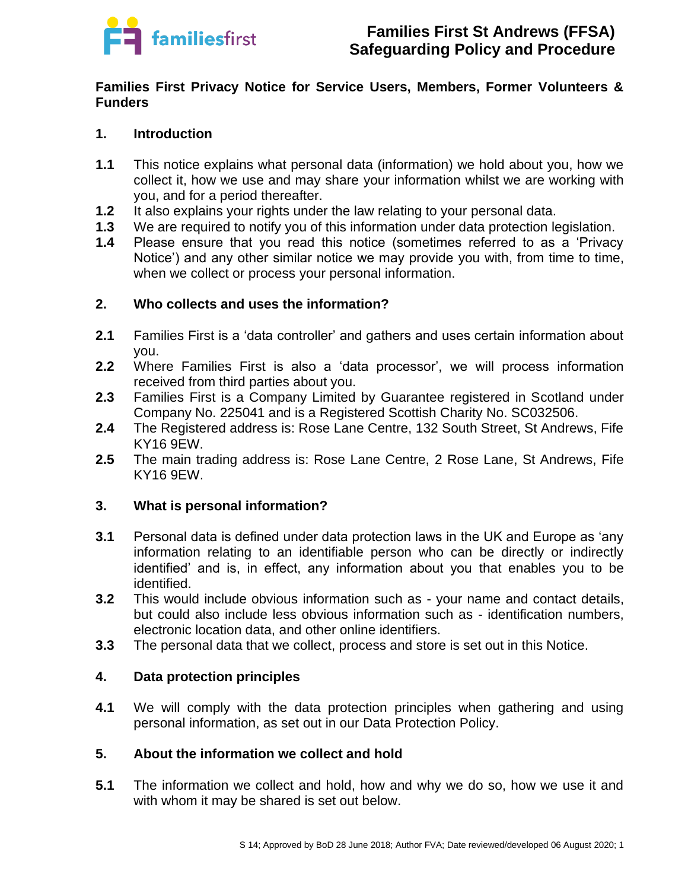## Families First Privacy Notice for Service Users, Members, Former Volunteers & Funders

### 1. Introduction

**1.1** This notice explains what personal data (information) we hold about you, how we collect it, how we use and may share your information whilst we are working with you, and for a period thereafter.

**1.2** It also explains your rights under the law relating to your personal data.

**1.3** We are required to notify you of this information under data protection legislation.

**1.4** Please ensure that you read this notice (sometimes referred to as a 'Privacy Notice') and any other similar notice we may provide you with, from time to time, when we collect or process your personal information.

### 2. Who collects and uses the information?

**2.1** Families First is a 'data controller' and gathers and uses certain information about you.

**2.2** Where Families First is also a 'data processor', we will process information received from third parties about you.

**2.3** Families First is a Company Limited by Guarantee registered in Scotland under Company No. 225041 and is a Registered Scottish Charity No. SC032506.

**2.4** The Registered address is: Rose Lane Centre, 132 South Street, St Andrews, Fife KY16 9EW.

**2.5** The main trading address is: Rose Lane Centre, 2 Rose Lane, St Andrews, Fife KY16 9EW.

### 3. What is personal information?

**3.1** Personal data is defined under data protection laws in the UK and Europe as 'any information relating to an identifiable person who can be directly or indirectly identified' and is, in effect, any information about you that enables you to be identified.

**3.2** This would include obvious information such as - your name and contact details, but could also include less obvious information such as - identification numbers, electronic location data, and other online identifiers.

**3.3** The personal data that we collect, process and store is set out in this Notice.

### 4. Data protection principles

**4.1** We will comply with the data protection principles when gathering and using personal information, as set out in our Data Protection Policy.

### 5. About the information we collect and hold

**5.1** The information we collect and hold, how and why we do so, how we use it and with whom it may be shared is set out below.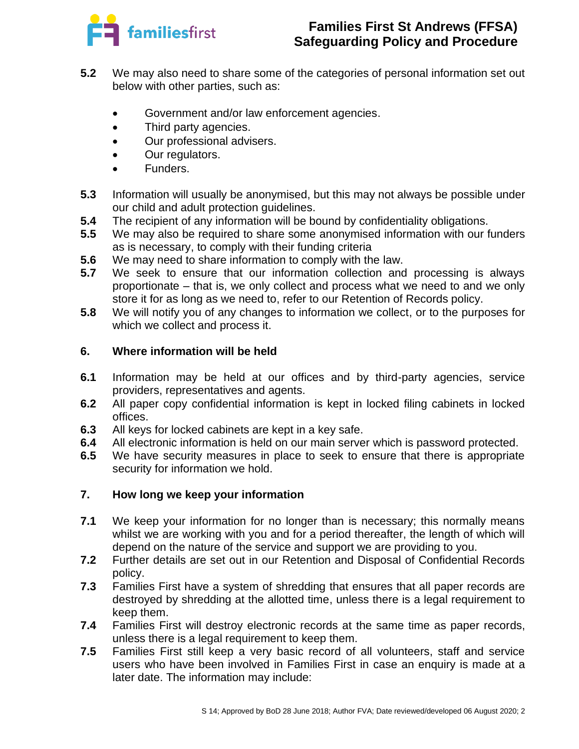**5.2** We may also need to share some of the categories of personal information set out below with other parties, such as:

- Government and/or law enforcement agencies.
- Third party agencies.
- Our professional advisers.
- Our regulators.
- Funders.

**5.3** Information will usually be anonymised, but this may not always be possible under our child and adult protection guidelines.

**5.4** The recipient of any information will be bound by confidentiality obligations.

**5.5** We may also be required to share some anonymised information with our funders as is necessary, to comply with their funding criteria

**5.6** We may need to share information to comply with the law.

**5.7** We seek to ensure that our information collection and processing is always proportionate – that is, we only collect and process what we need to and we only store it for as long as we need to, refer to our Retention of Records policy.

**5.8** We will notify you of any changes to information we collect, or to the purposes for which we collect and process it.

## 6. Where information will be held

**6.1** Information may be held at our offices and by third-party agencies, service providers, representatives and agents.

**6.2** All paper copy confidential information is kept in locked filing cabinets in locked offices.

**6.3** All keys for locked cabinets are kept in a key safe.

**6.4** All electronic information is held on our main server which is password protected.

**6.5** We have security measures in place to seek to ensure that there is appropriate security for information we hold.

## 7. How long we keep your information

**7.1** We keep your information for no longer than is necessary; this normally means whilst we are working with you and for a period thereafter, the length of which will depend on the nature of the service and support we are providing to you.

**7.2** Further details are set out in our Retention and Disposal of Confidential Records policy.

**7.3** Families First have a system of shredding that ensures that all paper records are destroyed by shredding at the allotted time, unless there is a legal requirement to keep them.

**7.4** Families First will destroy electronic records at the same time as paper records, unless there is a legal requirement to keep them.

**7.5** Families First still keep a very basic record of all volunteers, staff and service users who have been involved in Families First in case an enquiry is made at a later date. The information may include: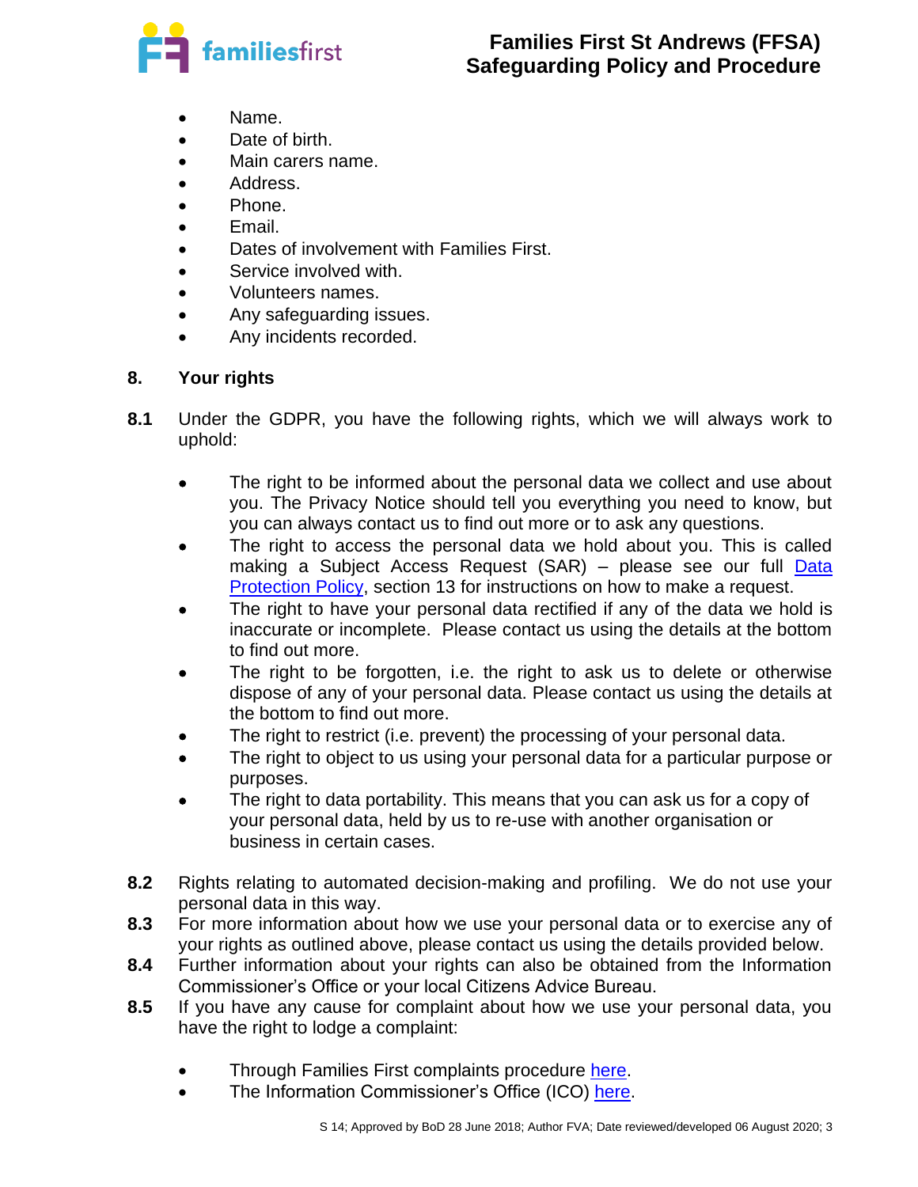- Name.
- Date of birth.
- Main carers name.
- Address.
- Phone.
- Email.
- Dates of involvement with Families First.
- Service involved with.
- Volunteers names.
- Any safeguarding issues.
- Any incidents recorded.

## 8. Your rights

**8.1** Under the GDPR, you have the following rights, which we will always work to uphold:

- The right to be informed about the personal data we collect and use about you. The Privacy Notice should tell you everything you need to know, but you can always contact us to find out more or to ask any questions.
- The right to access the personal data we hold about you. This is called making a Subject Access Request (SAR) – please see our full Data Protection Policy, section 13 for instructions on how to make a request.
- The right to have your personal data rectified if any of the data we hold is inaccurate or incomplete. Please contact us using the details at the bottom to find out more.
- The right to be forgotten, i.e. the right to ask us to delete or otherwise dispose of any of your personal data. Please contact us using the details at the bottom to find out more.
- The right to restrict (i.e. prevent) the processing of your personal data.
- The right to object to us using your personal data for a particular purpose or purposes.
- The right to data portability. This means that you can ask us for a copy of your personal data, held by us to re-use with another organisation or business in certain cases.

**8.2** Rights relating to automated decision-making and profiling. We do not use your personal data in this way.

**8.3** For more information about how we use your personal data or to exercise any of your rights as outlined above, please contact us using the details provided below.

**8.4** Further information about your rights can also be obtained from the Information Commissioner's Office or your local Citizens Advice Bureau.

**8.5** If you have any cause for complaint about how we use your personal data, you have the right to lodge a complaint:

- Through Families First complaints procedure here.
- The Information Commissioner's Office (ICO) here.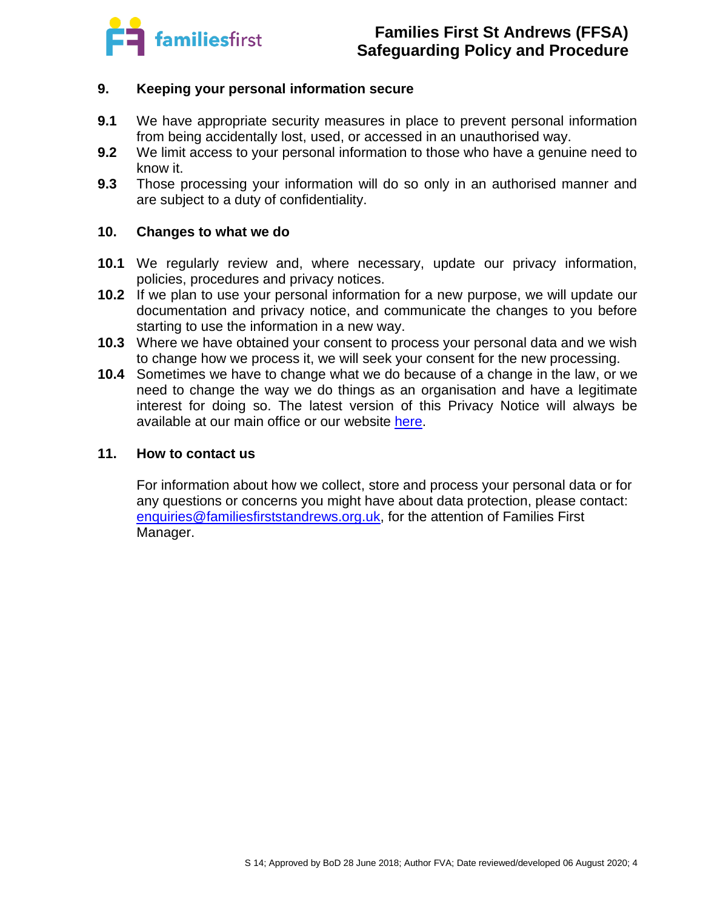## 9. Keeping your personal information secure

**9.1** We have appropriate security measures in place to prevent personal information from being accidentally lost, used, or accessed in an unauthorised way.

**9.2** We limit access to your personal information to those who have a genuine need to know it.

**9.3** Those processing your information will do so only in an authorised manner and are subject to a duty of confidentiality.

## 10. Changes to what we do

**10.1** We regularly review and, where necessary, update our privacy information, policies, procedures and privacy notices.

**10.2** If we plan to use your personal information for a new purpose, we will update our documentation and privacy notice, and communicate the changes to you before starting to use the information in a new way.

**10.3** Where we have obtained your consent to process your personal data and we wish to change how we process it, we will seek your consent for the new processing.

**10.4** Sometimes we have to change what we do because of a change in the law, or we need to change the way we do things as an organisation and have a legitimate interest for doing so. The latest version of this Privacy Notice will always be available at our main office or our website here.

## 11. How to contact us

For information about how we collect, store and process your personal data or for any questions or concerns you might have about data protection, please contact: enquiries@familiesfirststandrews.org.uk, for the attention of Families First Manager.

S 14; Approved by BoD 28 June 2018; Author FVA; Date reviewed/developed 06 August 2020